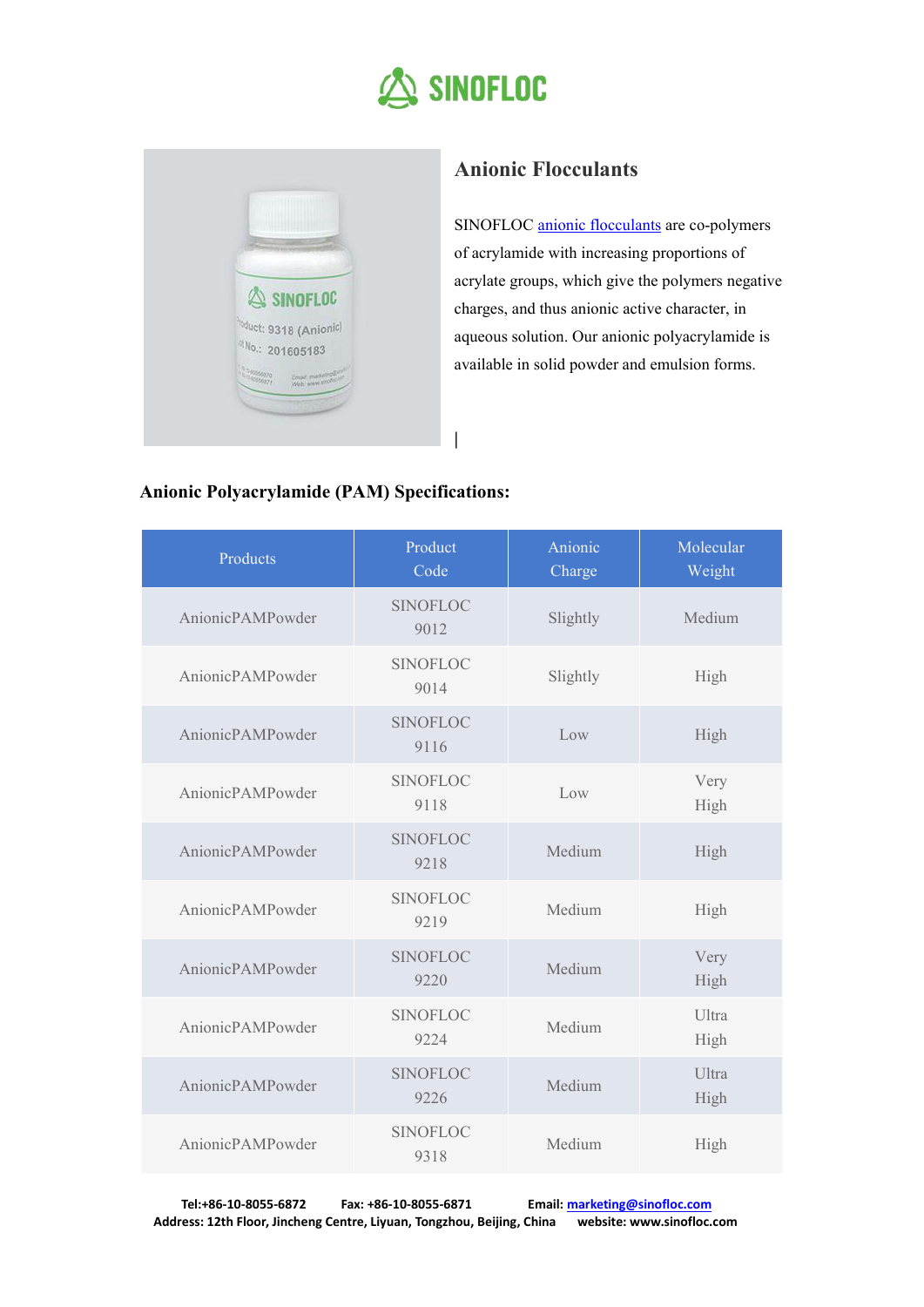# SINOFLOC

## Anionic Flocculants

SINOFLOC anionic flocculants are co-polymers of acrylamide with increasing proportions of acrylate groups, which give the polymers negative charges, and thus anionic active character, in aqueous solution. Our anionic polyacrylamide is available in solid powder and emulsion forms.

### Anionic Polyacrylamide (PAM) Specifications:

| Products | Product Code | Anionic Charge | Molecular Weight |
|---|---|---|---|
| AnionicPAMPowder | SINOFLOC 9012 | Slightly | Medium |
| AnionicPAMPowder | SINOFLOC 9014 | Slightly | High |
| AnionicPAMPowder | SINOFLOC 9116 | Low | High |
| AnionicPAMPowder | SINOFLOC 9118 | Low | Very High |
| AnionicPAMPowder | SINOFLOC 9218 | Medium | High |
| AnionicPAMPowder | SINOFLOC 9219 | Medium | High |
| AnionicPAMPowder | SINOFLOC 9220 | Medium | Very High |
| AnionicPAMPowder | SINOFLOC 9224 | Medium | Ultra High |
| AnionicPAMPowder | SINOFLOC 9226 | Medium | Ultra High |
| AnionicPAMPowder | SINOFLOC 9318 | Medium | High |

**Tel:+86-10-8055-6872** **Fax: +86-10-8055-6871** **Email: marketing@sinofloc.com**
**Address: 12th Floor, Jincheng Centre, Liyuan, Tongzhou, Beijing, China** **website: www.sinofloc.com**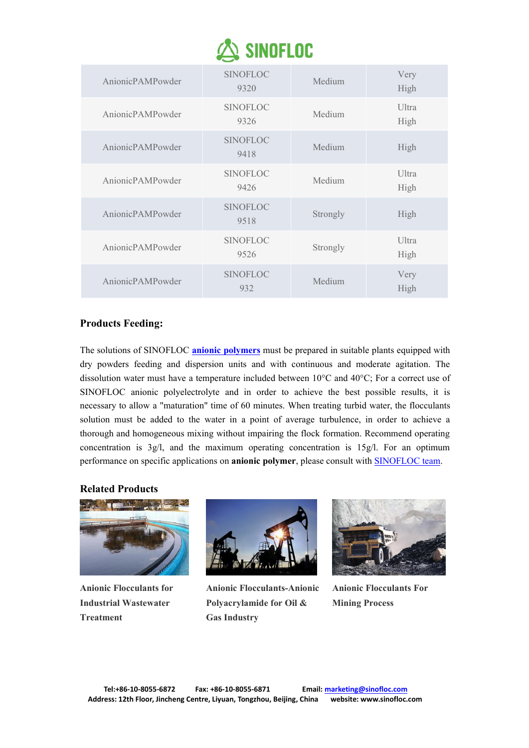| | | | |
|---|---|---|---|
| AnionicPAMPowder | SINOFLOC 9320 | Medium | Very High |
| AnionicPAMPowder | SINOFLOC 9326 | Medium | Ultra High |
| AnionicPAMPowder | SINOFLOC 9418 | Medium | High |
| AnionicPAMPowder | SINOFLOC 9426 | Medium | Ultra High |
| AnionicPAMPowder | SINOFLOC 9518 | Strongly | High |
| AnionicPAMPowder | SINOFLOC 9526 | Strongly | Ultra High |
| AnionicPAMPowder | SINOFLOC 932 | Medium | Very High |

### Products Feeding:

The solutions of SINOFLOC **anionic polymers** must be prepared in suitable plants equipped with dry powders feeding and dispersion units and with continuous and moderate agitation. The dissolution water must have a temperature included between 10°C and 40°C; For a correct use of SINOFLOC anionic polyelectrolyte and in order to achieve the best possible results, it is necessary to allow a "maturation" time of 60 minutes. When treating turbid water, the flocculants solution must be added to the water in a point of average turbulence, in order to achieve a thorough and homogeneous mixing without impairing the flock formation. Recommend operating concentration is 3g/l, and the maximum operating concentration is 15g/l. For an optimum performance on specific applications on **anionic polymer**, please consult with SINOFLOC team.

### Related Products

**Anionic Flocculants for Industrial Wastewater Treatment**

**Anionic Flocculants-Anionic Polyacrylamide for Oil & Gas Industry**

**Anionic Flocculants For Mining Process**

Tel:+86-10-8055-6872 Fax: +86-10-8055-6871 Email: marketing@sinofloc.com
Address: 12th Floor, Jincheng Centre, Liyuan, Tongzhou, Beijing, China website: www.sinofloc.com